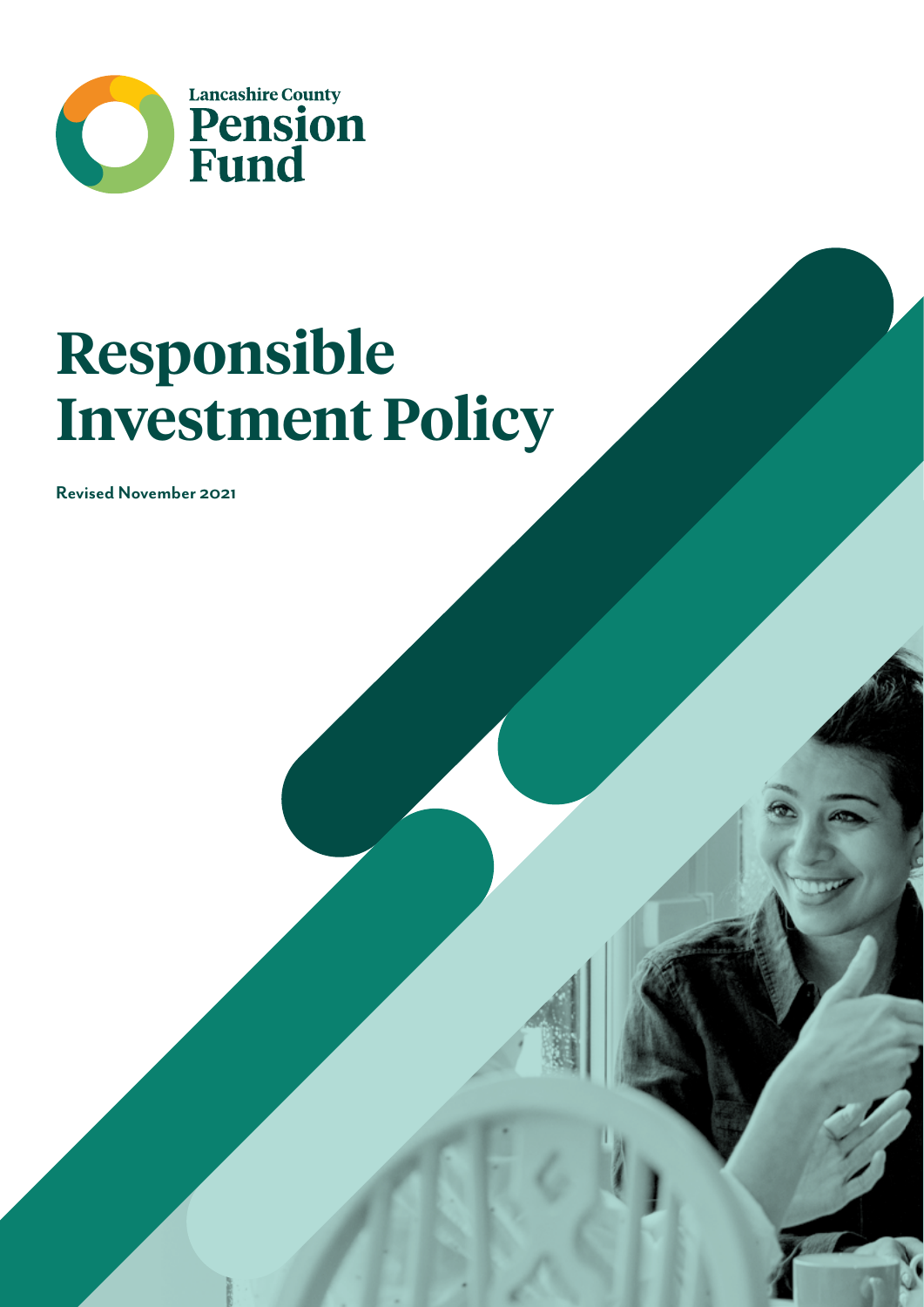Lancashire County Pension Fund

# Responsible Investment Policy

**Revised November 2021**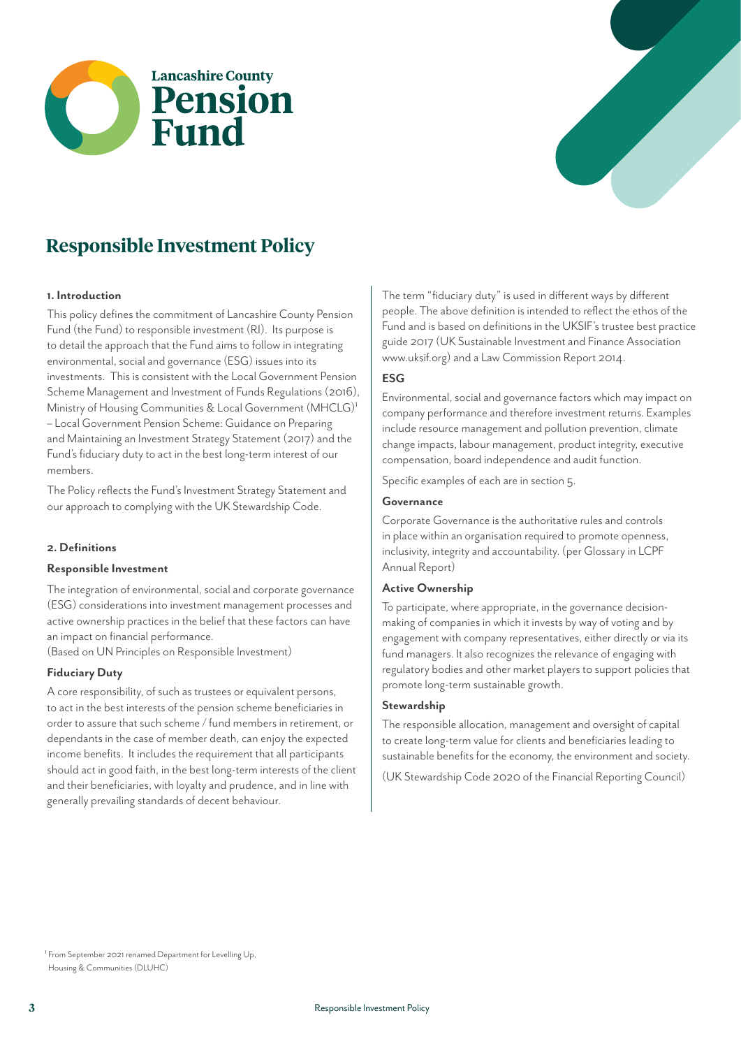# Responsible Investment Policy

## 1. Introduction

This policy defines the commitment of Lancashire County Pension Fund (the Fund) to responsible investment (RI). Its purpose is to detail the approach that the Fund aims to follow in integrating environmental, social and governance (ESG) issues into its investments. This is consistent with the Local Government Pension Scheme Management and Investment of Funds Regulations (2016), Ministry of Housing Communities & Local Government (MHCLG)[1] – Local Government Pension Scheme: Guidance on Preparing and Maintaining an Investment Strategy Statement (2017) and the Fund's fiduciary duty to act in the best long-term interest of our members.

The Policy reflects the Fund's Investment Strategy Statement and our approach to complying with the UK Stewardship Code.

## 2. Definitions

### Responsible Investment

The integration of environmental, social and corporate governance (ESG) considerations into investment management processes and active ownership practices in the belief that these factors can have an impact on financial performance.
(Based on UN Principles on Responsible Investment)

### Fiduciary Duty

A core responsibility, of such as trustees or equivalent persons, to act in the best interests of the pension scheme beneficiaries in order to assure that such scheme / fund members in retirement, or dependants in the case of member death, can enjoy the expected income benefits. It includes the requirement that all participants should act in good faith, in the best long-term interests of the client and their beneficiaries, with loyalty and prudence, and in line with generally prevailing standards of decent behaviour.

The term "fiduciary duty" is used in different ways by different people. The above definition is intended to reflect the ethos of the Fund and is based on definitions in the UKSIF's trustee best practice guide 2017 (UK Sustainable Investment and Finance Association www.uksif.org) and a Law Commission Report 2014.

### ESG

Environmental, social and governance factors which may impact on company performance and therefore investment returns. Examples include resource management and pollution prevention, climate change impacts, labour management, product integrity, executive compensation, board independence and audit function.

Specific examples of each are in section 5.

### Governance

Corporate Governance is the authoritative rules and controls in place within an organisation required to promote openness, inclusivity, integrity and accountability. (per Glossary in LCPF Annual Report)

### Active Ownership

To participate, where appropriate, in the governance decision-making of companies in which it invests by way of voting and by engagement with company representatives, either directly or via its fund managers. It also recognizes the relevance of engaging with regulatory bodies and other market players to support policies that promote long-term sustainable growth.

### Stewardship

The responsible allocation, management and oversight of capital to create long-term value for clients and beneficiaries leading to sustainable benefits for the economy, the environment and society.

(UK Stewardship Code 2020 of the Financial Reporting Council)

[1] From September 2021 renamed Department for Levelling Up, Housing & Communities (DLUHC)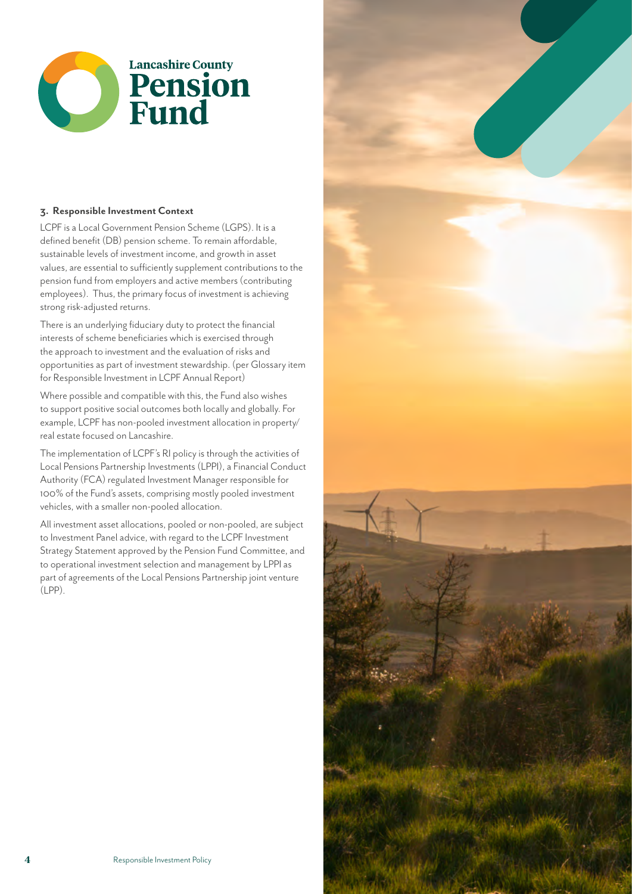**Lancashire County Pension Fund**

### 3. Responsible Investment Context

LCPF is a Local Government Pension Scheme (LGPS). It is a defined benefit (DB) pension scheme. To remain affordable, sustainable levels of investment income, and growth in asset values, are essential to sufficiently supplement contributions to the pension fund from employers and active members (contributing employees). Thus, the primary focus of investment is achieving strong risk-adjusted returns.

There is an underlying fiduciary duty to protect the financial interests of scheme beneficiaries which is exercised through the approach to investment and the evaluation of risks and opportunities as part of investment stewardship. (per Glossary item for Responsible Investment in LCPF Annual Report)

Where possible and compatible with this, the Fund also wishes to support positive social outcomes both locally and globally. For example, LCPF has non-pooled investment allocation in property/ real estate focused on Lancashire.

The implementation of LCPF's RI policy is through the activities of Local Pensions Partnership Investments (LPPI), a Financial Conduct Authority (FCA) regulated Investment Manager responsible for 100% of the Fund's assets, comprising mostly pooled investment vehicles, with a smaller non-pooled allocation.

All investment asset allocations, pooled or non-pooled, are subject to Investment Panel advice, with regard to the LCPF Investment Strategy Statement approved by the Pension Fund Committee, and to operational investment selection and management by LPPI as part of agreements of the Local Pensions Partnership joint venture (LPP).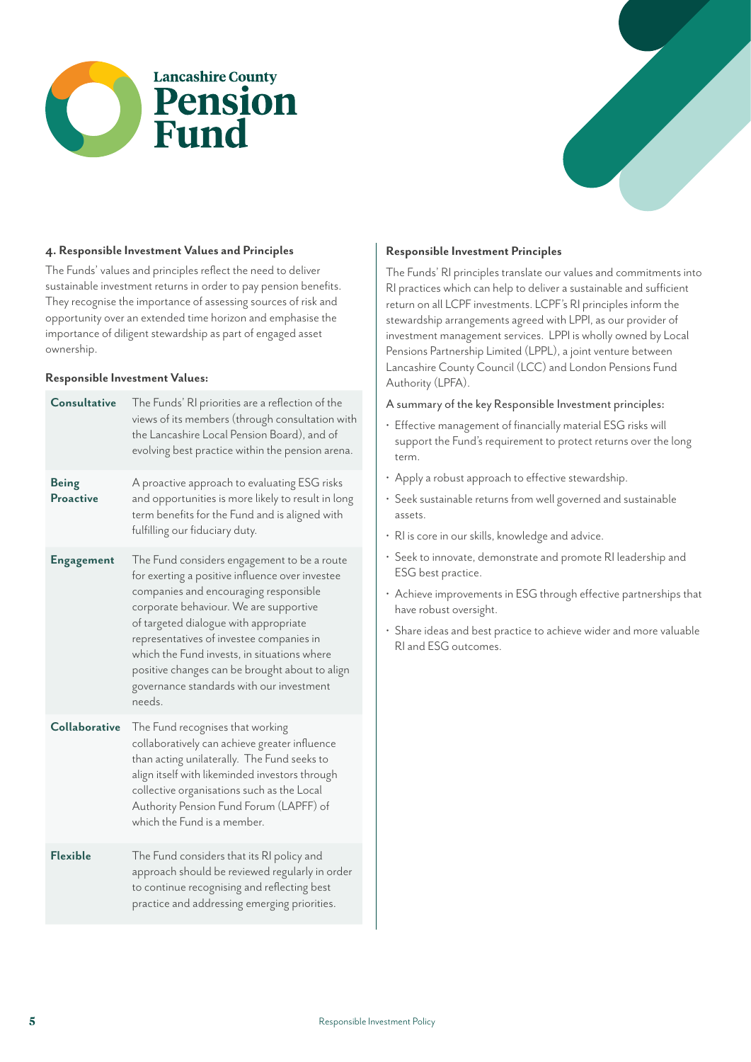## 4. Responsible Investment Values and Principles

The Funds' values and principles reflect the need to deliver sustainable investment returns in order to pay pension benefits. They recognise the importance of assessing sources of risk and opportunity over an extended time horizon and emphasise the importance of diligent stewardship as part of engaged asset ownership.

### Responsible Investment Values:

| | |
|---|---|
| **Consultative** | The Funds' RI priorities are a reflection of the views of its members (through consultation with the Lancashire Local Pension Board), and of evolving best practice within the pension arena. |
| **Being Proactive** | A proactive approach to evaluating ESG risks and opportunities is more likely to result in long term benefits for the Fund and is aligned with fulfilling our fiduciary duty. |
| **Engagement** | The Fund considers engagement to be a route for exerting a positive influence over investee companies and encouraging responsible corporate behaviour. We are supportive of targeted dialogue with appropriate representatives of investee companies in which the Fund invests, in situations where positive changes can be brought about to align governance standards with our investment needs. |
| **Collaborative** | The Fund recognises that working collaboratively can achieve greater influence than acting unilaterally. The Fund seeks to align itself with likeminded investors through collective organisations such as the Local Authority Pension Fund Forum (LAPFF) of which the Fund is a member. |
| **Flexible** | The Fund considers that its RI policy and approach should be reviewed regularly in order to continue recognising and reflecting best practice and addressing emerging priorities. |

### Responsible Investment Principles

The Funds' RI principles translate our values and commitments into RI practices which can help to deliver a sustainable and sufficient return on all LCPF investments. LCPF's RI principles inform the stewardship arrangements agreed with LPPI, as our provider of investment management services. LPPI is wholly owned by Local Pensions Partnership Limited (LPPL), a joint venture between Lancashire County Council (LCC) and London Pensions Fund Authority (LPFA).

A summary of the key Responsible Investment principles:

- Effective management of financially material ESG risks will support the Fund's requirement to protect returns over the long term.
- Apply a robust approach to effective stewardship.
- Seek sustainable returns from well governed and sustainable assets.
- RI is core in our skills, knowledge and advice.
- Seek to innovate, demonstrate and promote RI leadership and ESG best practice.
- Achieve improvements in ESG through effective partnerships that have robust oversight.
- Share ideas and best practice to achieve wider and more valuable RI and ESG outcomes.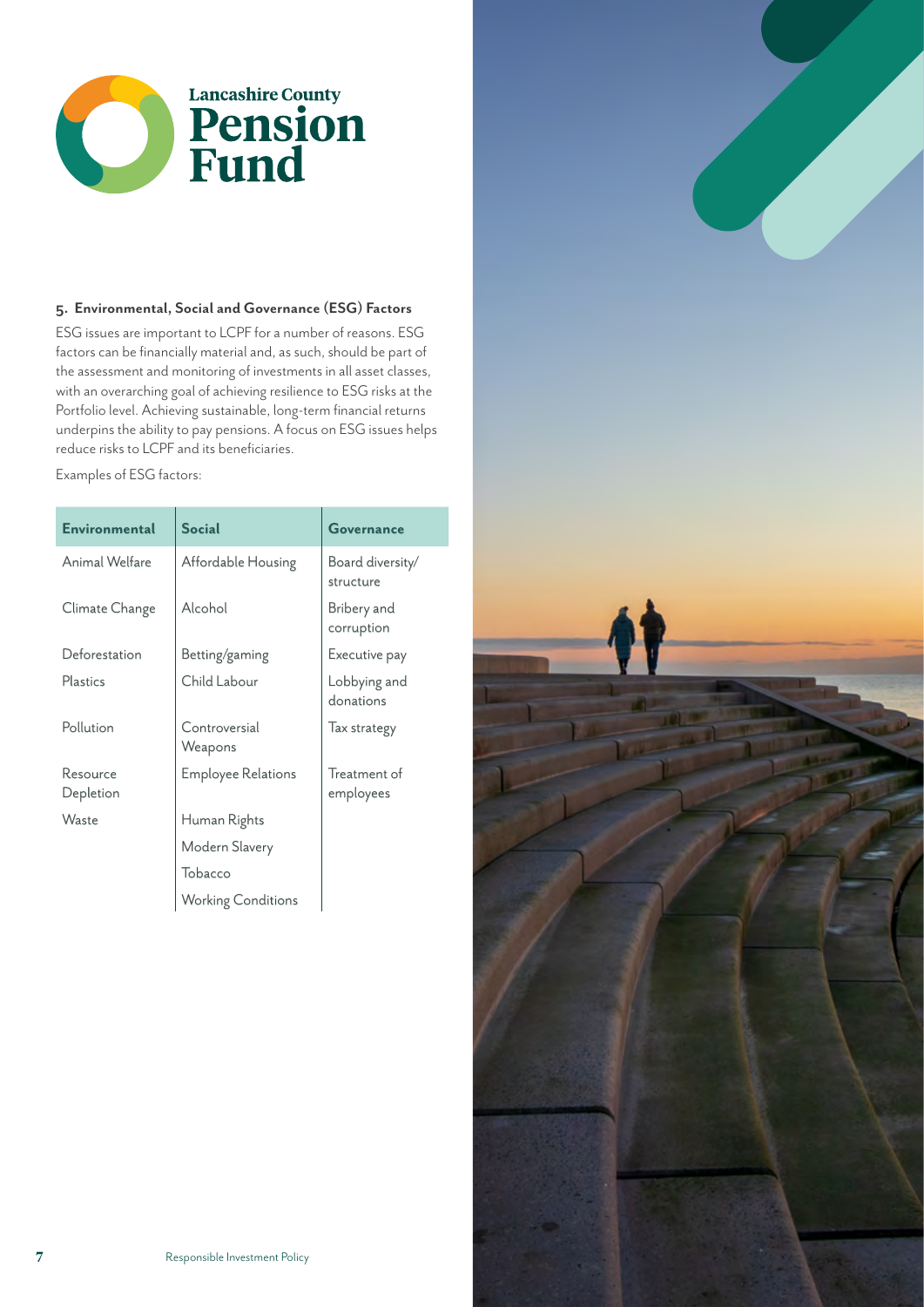Lancashire County **Pension Fund**

### 5. Environmental, Social and Governance (ESG) Factors

ESG issues are important to LCPF for a number of reasons. ESG factors can be financially material and, as such, should be part of the assessment and monitoring of investments in all asset classes, with an overarching goal of achieving resilience to ESG risks at the Portfolio level. Achieving sustainable, long-term financial returns underpins the ability to pay pensions. A focus on ESG issues helps reduce risks to LCPF and its beneficiaries.

Examples of ESG factors:

| Environmental | Social | Governance |
|---|---|---|
| Animal Welfare | Affordable Housing | Board diversity/ structure |
| Climate Change | Alcohol | Bribery and corruption |
| Deforestation | Betting/gaming | Executive pay |
| Plastics | Child Labour | Lobbying and donations |
| Pollution | Controversial Weapons | Tax strategy |
| Resource Depletion | Employee Relations | Treatment of employees |
| Waste | Human Rights | |
| | Modern Slavery | |
| | Tobacco | |
| | Working Conditions | |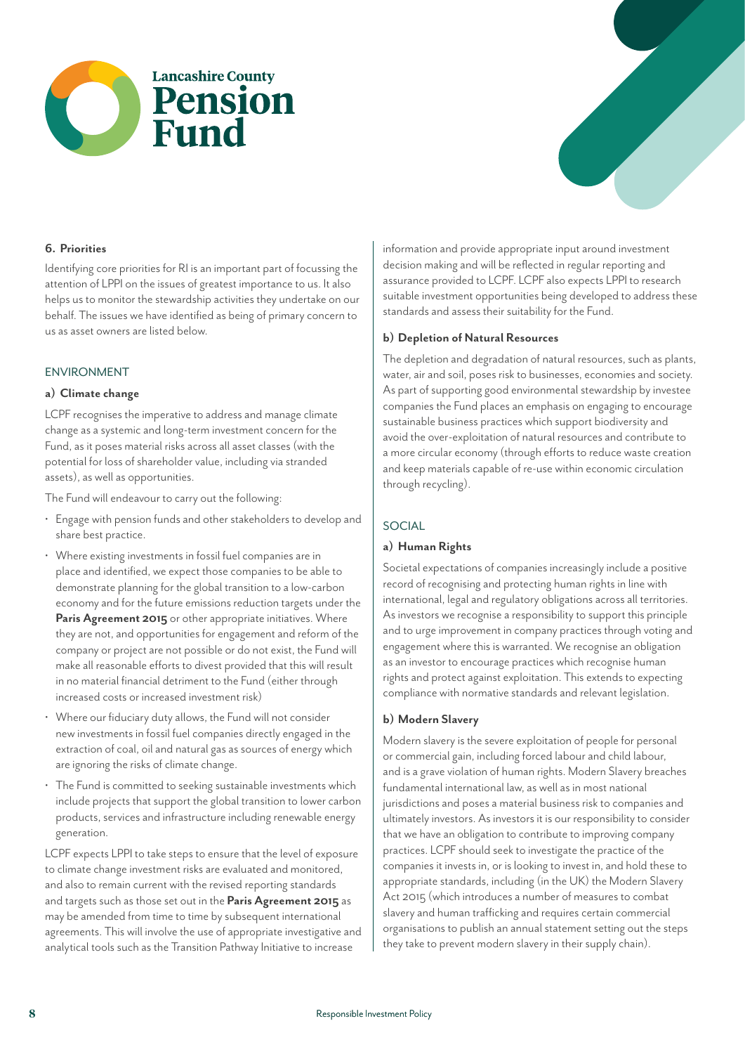## 6. Priorities

Identifying core priorities for RI is an important part of focussing the attention of LPPI on the issues of greatest importance to us. It also helps us to monitor the stewardship activities they undertake on our behalf. The issues we have identified as being of primary concern to us as asset owners are listed below.

### ENVIRONMENT

#### a) Climate change

LCPF recognises the imperative to address and manage climate change as a systemic and long-term investment concern for the Fund, as it poses material risks across all asset classes (with the potential for loss of shareholder value, including via stranded assets), as well as opportunities.

The Fund will endeavour to carry out the following:

- Engage with pension funds and other stakeholders to develop and share best practice.
- Where existing investments in fossil fuel companies are in place and identified, we expect those companies to be able to demonstrate planning for the global transition to a low-carbon economy and for the future emissions reduction targets under the **Paris Agreement 2015** or other appropriate initiatives. Where they are not, and opportunities for engagement and reform of the company or project are not possible or do not exist, the Fund will make all reasonable efforts to divest provided that this will result in no material financial detriment to the Fund (either through increased costs or increased investment risk)
- Where our fiduciary duty allows, the Fund will not consider new investments in fossil fuel companies directly engaged in the extraction of coal, oil and natural gas as sources of energy which are ignoring the risks of climate change.
- The Fund is committed to seeking sustainable investments which include projects that support the global transition to lower carbon products, services and infrastructure including renewable energy generation.

LCPF expects LPPI to take steps to ensure that the level of exposure to climate change investment risks are evaluated and monitored, and also to remain current with the revised reporting standards and targets such as those set out in the **Paris Agreement 2015** as may be amended from time to time by subsequent international agreements. This will involve the use of appropriate investigative and analytical tools such as the Transition Pathway Initiative to increase information and provide appropriate input around investment decision making and will be reflected in regular reporting and assurance provided to LCPF. LCPF also expects LPPI to research suitable investment opportunities being developed to address these standards and assess their suitability for the Fund.

#### b) Depletion of Natural Resources

The depletion and degradation of natural resources, such as plants, water, air and soil, poses risk to businesses, economies and society. As part of supporting good environmental stewardship by investee companies the Fund places an emphasis on engaging to encourage sustainable business practices which support biodiversity and avoid the over-exploitation of natural resources and contribute to a more circular economy (through efforts to reduce waste creation and keep materials capable of re-use within economic circulation through recycling).

### SOCIAL

#### a) Human Rights

Societal expectations of companies increasingly include a positive record of recognising and protecting human rights in line with international, legal and regulatory obligations across all territories. As investors we recognise a responsibility to support this principle and to urge improvement in company practices through voting and engagement where this is warranted. We recognise an obligation as an investor to encourage practices which recognise human rights and protect against exploitation. This extends to expecting compliance with normative standards and relevant legislation.

#### b) Modern Slavery

Modern slavery is the severe exploitation of people for personal or commercial gain, including forced labour and child labour, and is a grave violation of human rights. Modern Slavery breaches fundamental international law, as well as in most national jurisdictions and poses a material business risk to companies and ultimately investors. As investors it is our responsibility to consider that we have an obligation to contribute to improving company practices. LCPF should seek to investigate the practice of the companies it invests in, or is looking to invest in, and hold these to appropriate standards, including (in the UK) the Modern Slavery Act 2015 (which introduces a number of measures to combat slavery and human trafficking and requires certain commercial organisations to publish an annual statement setting out the steps they take to prevent modern slavery in their supply chain).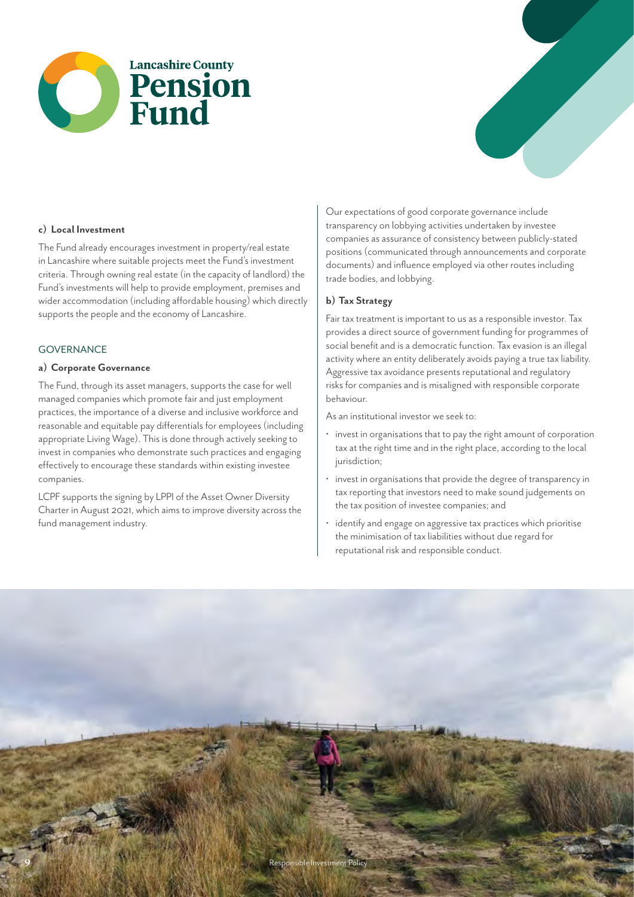#### c) Local Investment

The Fund already encourages investment in property/real estate in Lancashire where suitable projects meet the Fund's investment criteria. Through owning real estate (in the capacity of landlord) the Fund's investments will help to provide employment, premises and wider accommodation (including affordable housing) which directly supports the people and the economy of Lancashire.

### GOVERNANCE

#### a) Corporate Governance

The Fund, through its asset managers, supports the case for well managed companies which promote fair and just employment practices, the importance of a diverse and inclusive workforce and reasonable and equitable pay differentials for employees (including appropriate Living Wage). This is done through actively seeking to invest in companies who demonstrate such practices and engaging effectively to encourage these standards within existing investee companies.

LCPF supports the signing by LPPI of the Asset Owner Diversity Charter in August 2021, which aims to improve diversity across the fund management industry.

Our expectations of good corporate governance include transparency on lobbying activities undertaken by investee companies as assurance of consistency between publicly-stated positions (communicated through announcements and corporate documents) and influence employed via other routes including trade bodies, and lobbying.

#### b) Tax Strategy

Fair tax treatment is important to us as a responsible investor. Tax provides a direct source of government funding for programmes of social benefit and is a democratic function. Tax evasion is an illegal activity where an entity deliberately avoids paying a true tax liability. Aggressive tax avoidance presents reputational and regulatory risks for companies and is misaligned with responsible corporate behaviour.

As an institutional investor we seek to:

- invest in organisations that to pay the right amount of corporation tax at the right time and in the right place, according to the local jurisdiction;
- invest in organisations that provide the degree of transparency in tax reporting that investors need to make sound judgements on the tax position of investee companies; and
- identify and engage on aggressive tax practices which prioritise the minimisation of tax liabilities without due regard for reputational risk and responsible conduct.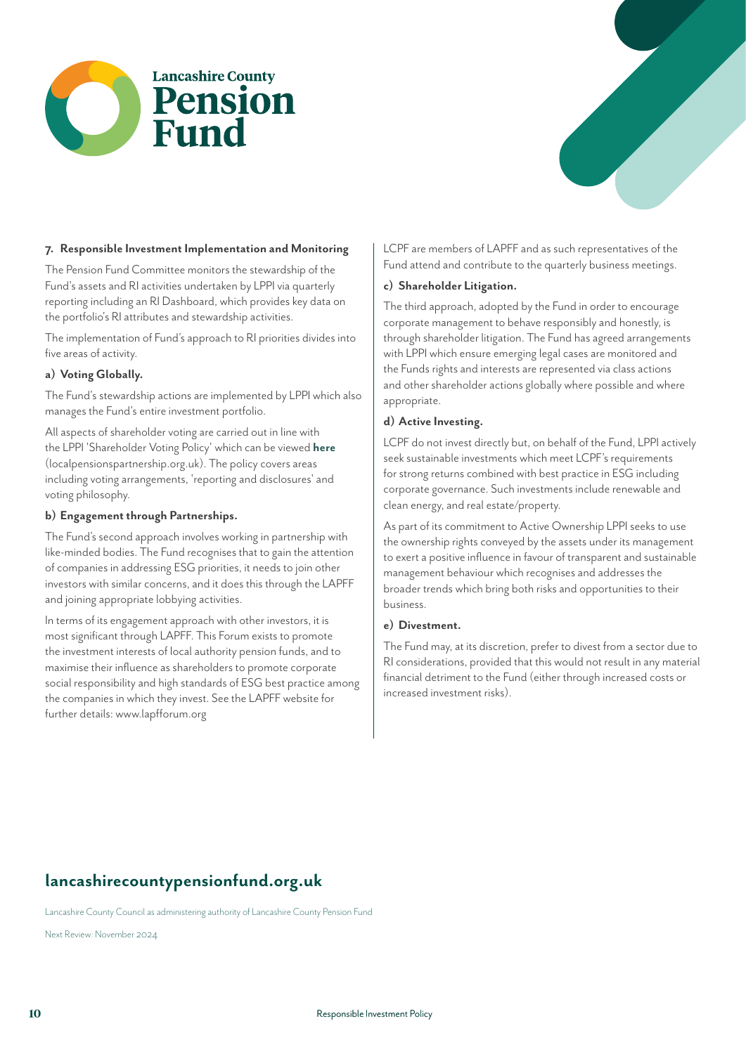Lancashire County Pension Fund

## 7. Responsible Investment Implementation and Monitoring

The Pension Fund Committee monitors the stewardship of the Fund's assets and RI activities undertaken by LPPI via quarterly reporting including an RI Dashboard, which provides key data on the portfolio's RI attributes and stewardship activities.

The implementation of Fund's approach to RI priorities divides into five areas of activity.

### a) Voting Globally.

The Fund's stewardship actions are implemented by LPPI which also manages the Fund's entire investment portfolio.

All aspects of shareholder voting are carried out in line with the LPPI 'Shareholder Voting Policy' which can be viewed **here** (localpensionspartnership.org.uk). The policy covers areas including voting arrangements, 'reporting and disclosures' and voting philosophy.

### b) Engagement through Partnerships.

The Fund's second approach involves working in partnership with like-minded bodies. The Fund recognises that to gain the attention of companies in addressing ESG priorities, it needs to join other investors with similar concerns, and it does this through the LAPFF and joining appropriate lobbying activities.

In terms of its engagement approach with other investors, it is most significant through LAPFF. This Forum exists to promote the investment interests of local authority pension funds, and to maximise their influence as shareholders to promote corporate social responsibility and high standards of ESG best practice among the companies in which they invest. See the LAPFF website for further details: www.lapfforum.org

LCPF are members of LAPFF and as such representatives of the Fund attend and contribute to the quarterly business meetings.

### c) Shareholder Litigation.

The third approach, adopted by the Fund in order to encourage corporate management to behave responsibly and honestly, is through shareholder litigation. The Fund has agreed arrangements with LPPI which ensure emerging legal cases are monitored and the Funds rights and interests are represented via class actions and other shareholder actions globally where possible and where appropriate.

### d) Active Investing.

LCPF do not invest directly but, on behalf of the Fund, LPPI actively seek sustainable investments which meet LCPF's requirements for strong returns combined with best practice in ESG including corporate governance. Such investments include renewable and clean energy, and real estate/property.

As part of its commitment to Active Ownership LPPI seeks to use the ownership rights conveyed by the assets under its management to exert a positive influence in favour of transparent and sustainable management behaviour which recognises and addresses the broader trends which bring both risks and opportunities to their business.

### e) Divestment.

The Fund may, at its discretion, prefer to divest from a sector due to RI considerations, provided that this would not result in any material financial detriment to the Fund (either through increased costs or increased investment risks).

**lancashirecountypensionfund.org.uk**

Lancashire County Council as administering authority of Lancashire County Pension Fund

Next Review: November 2024